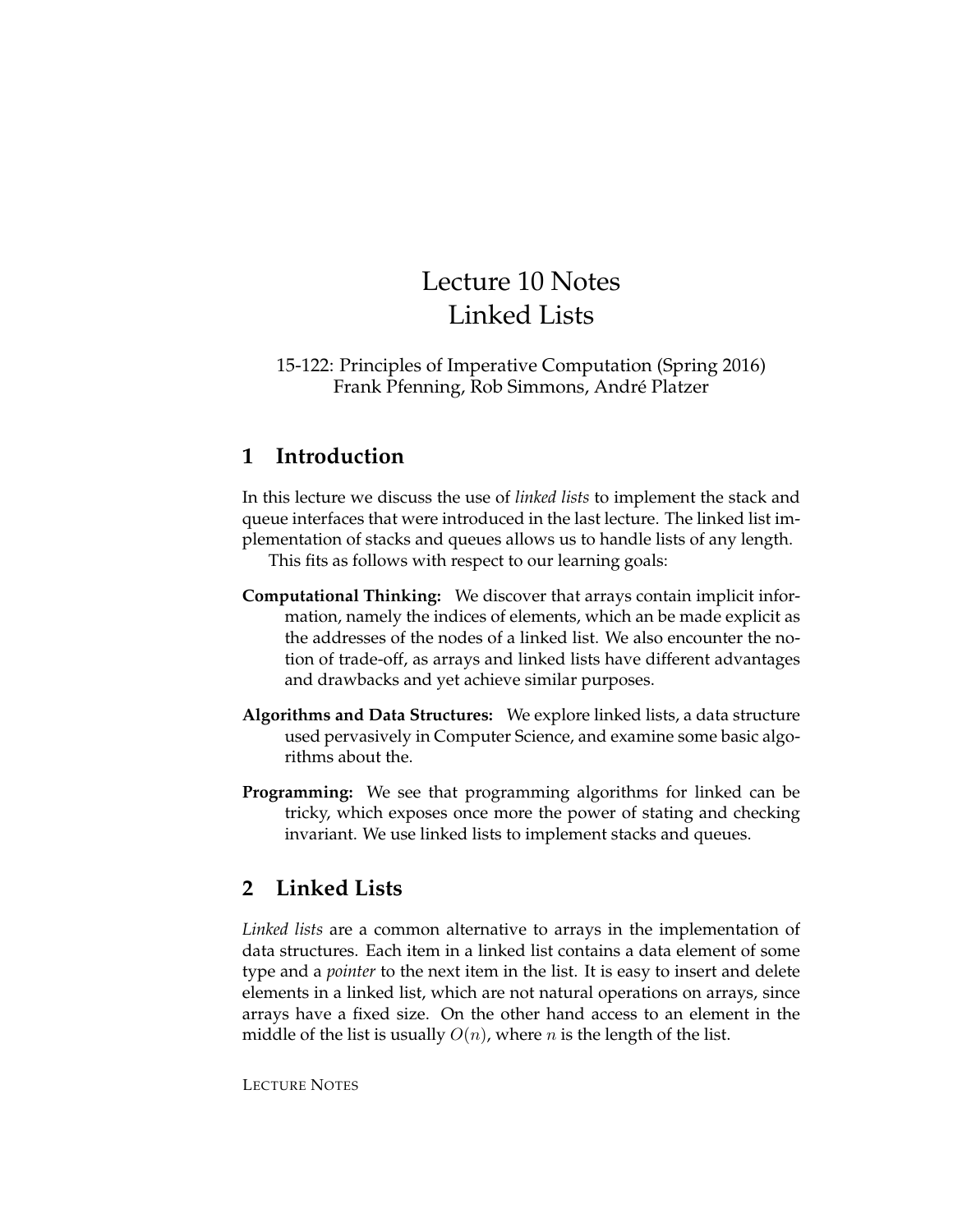# Lecture 10 Notes
# Linked Lists

15-122: Principles of Imperative Computation (Spring 2016)
Frank Pfenning, Rob Simmons, André Platzer

## 1 Introduction

In this lecture we discuss the use of *linked lists* to implement the stack and queue interfaces that were introduced in the last lecture. The linked list implementation of stacks and queues allows us to handle lists of any length.

This fits as follows with respect to our learning goals:

**Computational Thinking:** We discover that arrays contain implicit information, namely the indices of elements, which an be made explicit as the addresses of the nodes of a linked list. We also encounter the notion of trade-off, as arrays and linked lists have different advantages and drawbacks and yet achieve similar purposes.

**Algorithms and Data Structures:** We explore linked lists, a data structure used pervasively in Computer Science, and examine some basic algorithms about the.

**Programming:** We see that programming algorithms for linked can be tricky, which exposes once more the power of stating and checking invariant. We use linked lists to implement stacks and queues.

## 2 Linked Lists

*Linked lists* are a common alternative to arrays in the implementation of data structures. Each item in a linked list contains a data element of some type and a *pointer* to the next item in the list. It is easy to insert and delete elements in a linked list, which are not natural operations on arrays, since arrays have a fixed size. On the other hand access to an element in the middle of the list is usually $O(n)$, where $n$ is the length of the list.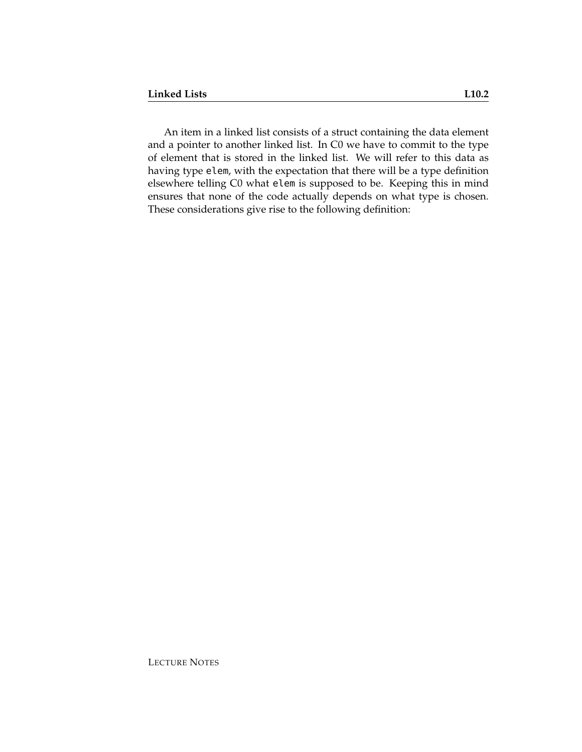An item in a linked list consists of a struct containing the data element and a pointer to another linked list. In C0 we have to commit to the type of element that is stored in the linked list. We will refer to this data as having type `elem`, with the expectation that there will be a type definition elsewhere telling C0 what `elem` is supposed to be. Keeping this in mind ensures that none of the code actually depends on what type is chosen. These considerations give rise to the following definition: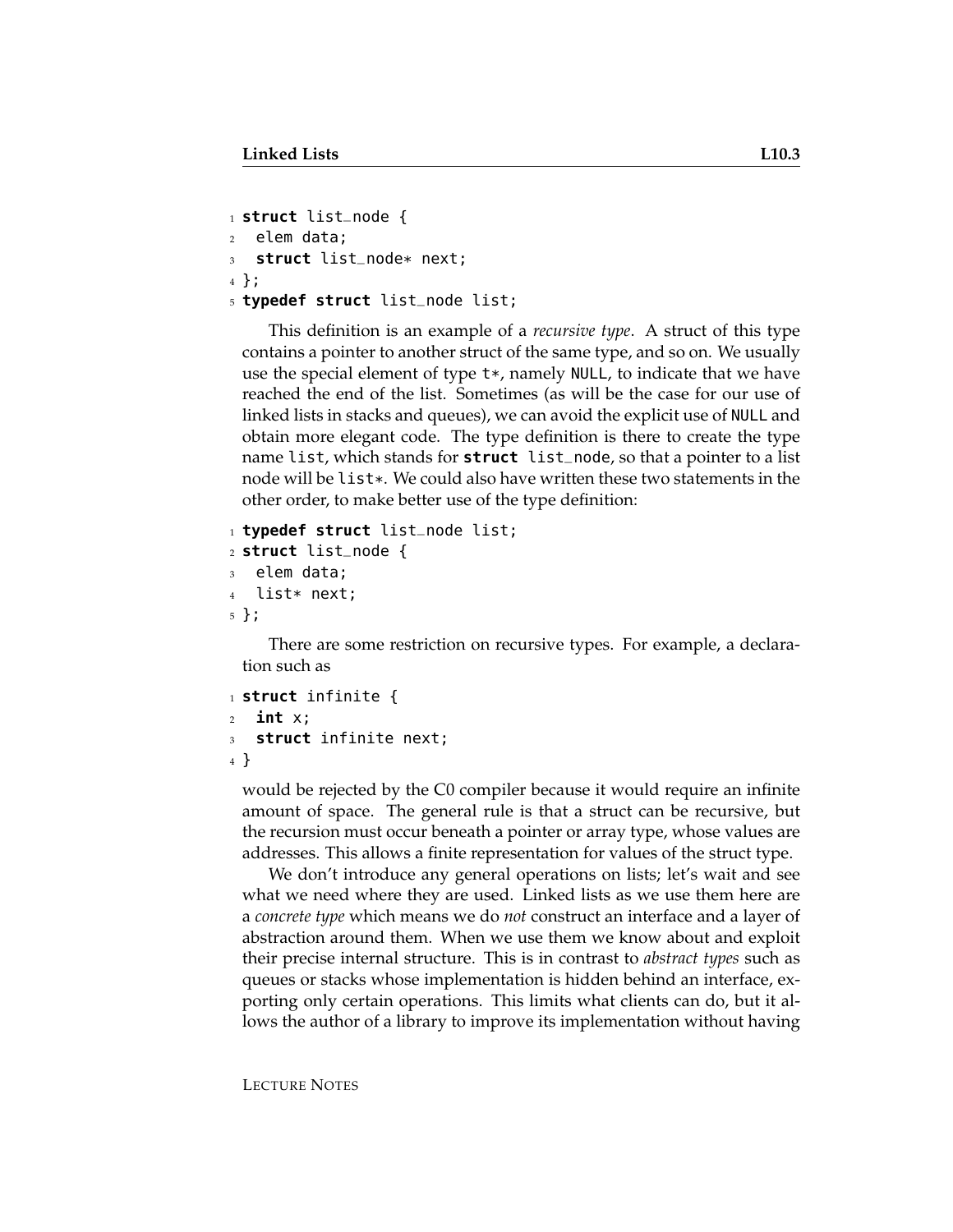```
struct list_node {
  elem data;
  struct list_node* next;
};
typedef struct list_node list;
```

This definition is an example of a *recursive type*. A struct of this type contains a pointer to another struct of the same type, and so on. We usually use the special element of type t*, namely NULL, to indicate that we have reached the end of the list. Sometimes (as will be the case for our use of linked lists in stacks and queues), we can avoid the explicit use of NULL and obtain more elegant code. The type definition is there to create the type name list, which stands for **struct** list_node, so that a pointer to a list node will be list*. We could also have written these two statements in the other order, to make better use of the type definition:

```
typedef struct list_node list;
struct list_node {
  elem data;
  list* next;
};
```

There are some restriction on recursive types. For example, a declaration such as

```
struct infinite {
  int x;
  struct infinite next;
}
```

would be rejected by the C0 compiler because it would require an infinite amount of space. The general rule is that a struct can be recursive, but the recursion must occur beneath a pointer or array type, whose values are addresses. This allows a finite representation for values of the struct type.

We don't introduce any general operations on lists; let's wait and see what we need where they are used. Linked lists as we use them here are a *concrete type* which means we do *not* construct an interface and a layer of abstraction around them. When we use them we know about and exploit their precise internal structure. This is in contrast to *abstract types* such as queues or stacks whose implementation is hidden behind an interface, exporting only certain operations. This limits what clients can do, but it allows the author of a library to improve its implementation without having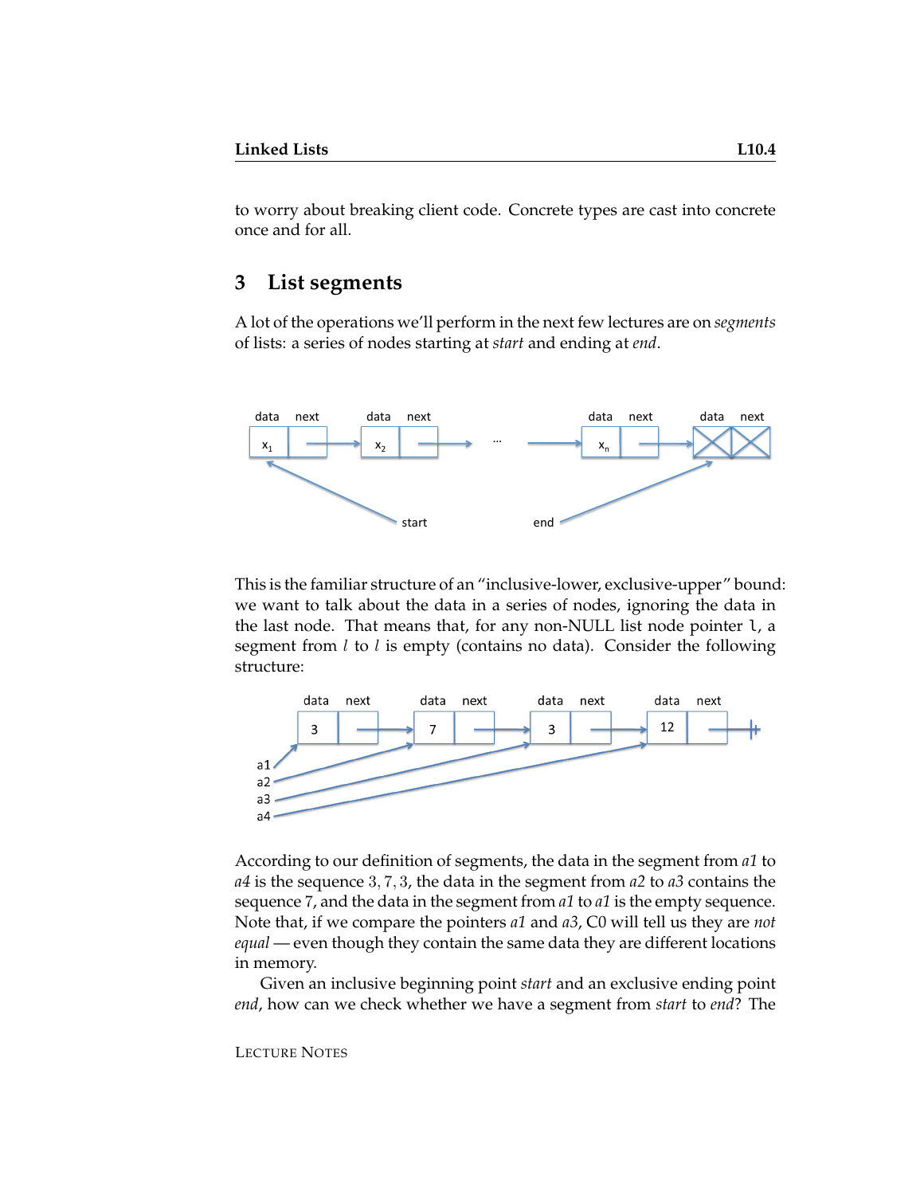to worry about breaking client code. Concrete types are cast into concrete once and for all.

## 3 List segments

A lot of the operations we'll perform in the next few lectures are on *segments* of lists: a series of nodes starting at *start* and ending at *end*.

data next data next ... data next data next

$x_1$ $x_2$ $x_n$

start end

This is the familiar structure of an "inclusive-lower, exclusive-upper" bound: we want to talk about the data in a series of nodes, ignoring the data in the last node. That means that, for any non-NULL list node pointer `l`, a segment from $l$ to $l$ is empty (contains no data). Consider the following structure:

data next data next data next data next

3 7 3 12

a1
a2
a3
a4

According to our definition of segments, the data in the segment from *a1* to *a4* is the sequence $3, 7, 3$, the data in the segment from *a2* to *a3* contains the sequence $7$, and the data in the segment from *a1* to *a1* is the empty sequence. Note that, if we compare the pointers *a1* and *a3*, C0 will tell us they are *not equal* — even though they contain the same data they are different locations in memory.

Given an inclusive beginning point *start* and an exclusive ending point *end*, how can we check whether we have a segment from *start* to *end*? The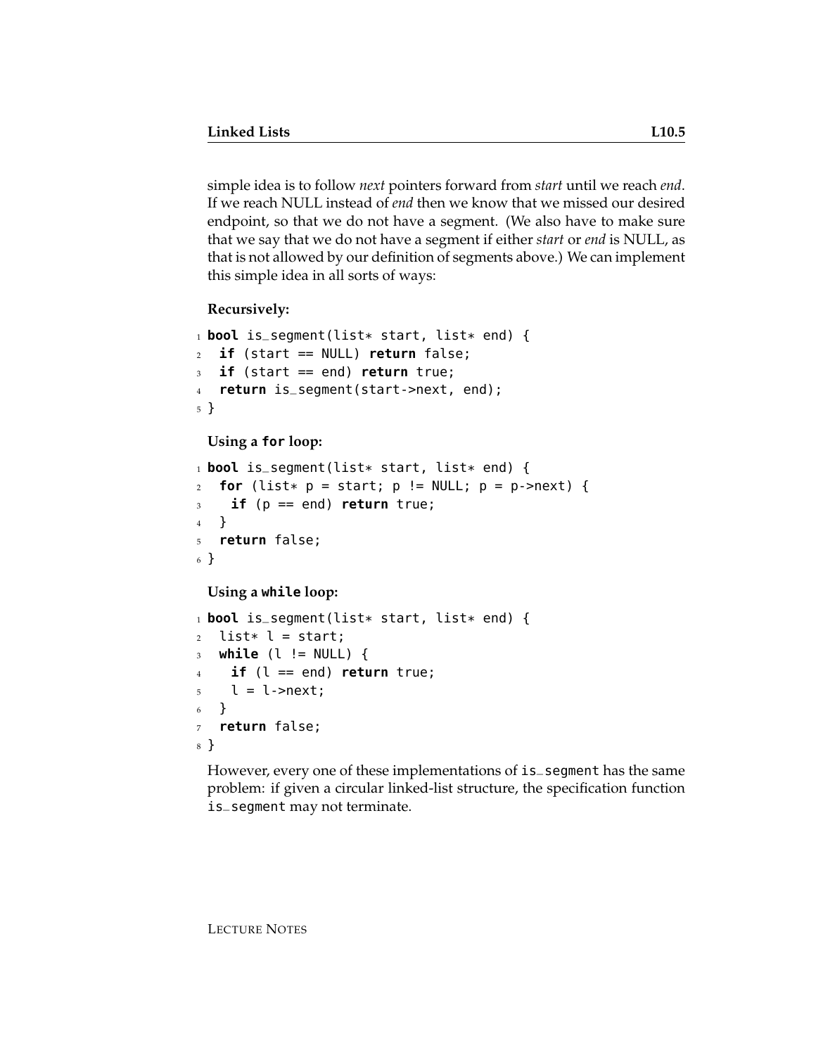simple idea is to follow *next* pointers forward from *start* until we reach *end*. If we reach NULL instead of *end* then we know that we missed our desired endpoint, so that we do not have a segment. (We also have to make sure that we say that we do not have a segment if either *start* or *end* is NULL, as that is not allowed by our definition of segments above.) We can implement this simple idea in all sorts of ways:

**Recursively:**

```
bool is_segment(list* start, list* end) {
  if (start == NULL) return false;
  if (start == end) return true;
  return is_segment(start->next, end);
}
```

**Using a `for` loop:**

```
bool is_segment(list* start, list* end) {
  for (list* p = start; p != NULL; p = p->next) {
    if (p == end) return true;
  }
  return false;
}
```

**Using a `while` loop:**

```
bool is_segment(list* start, list* end) {
  list* l = start;
  while (l != NULL) {
    if (l == end) return true;
    l = l->next;
  }
  return false;
}
```

However, every one of these implementations of `is_segment` has the same problem: if given a circular linked-list structure, the specification function `is_segment` may not terminate.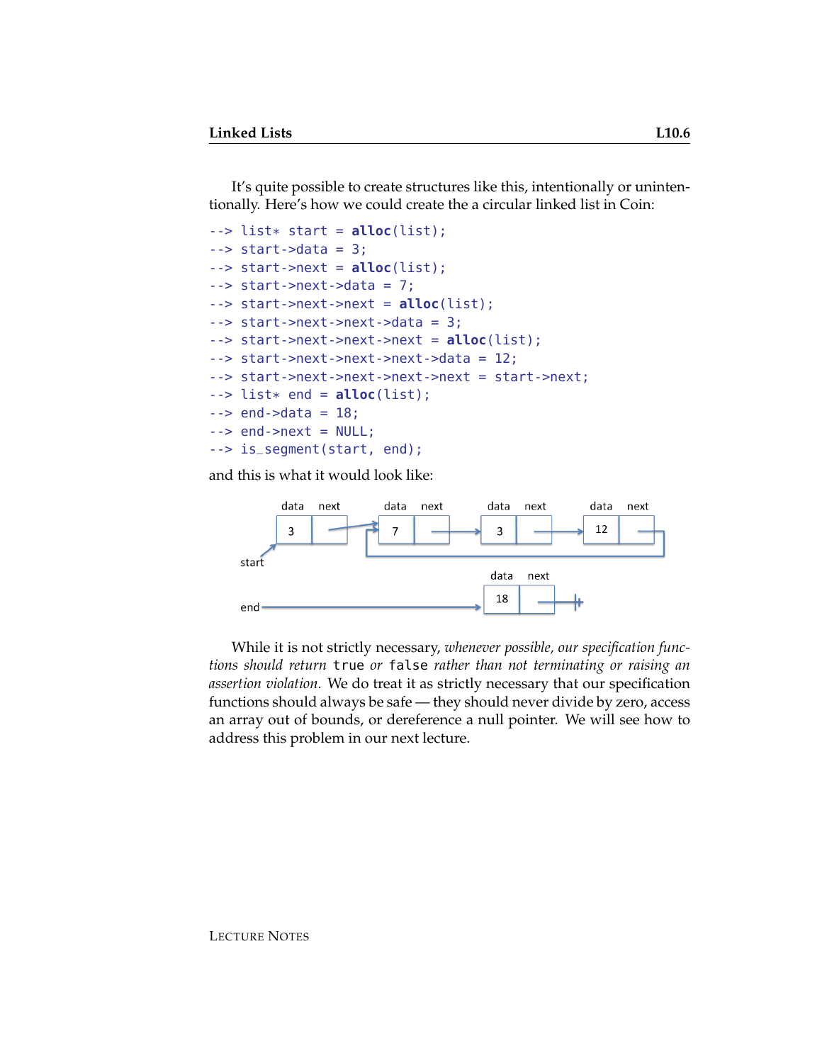It's quite possible to create structures like this, intentionally or unintentionally. Here's how we could create the a circular linked list in Coin:

```
--> list* start = alloc(list);
--> start->data = 3;
--> start->next = alloc(list);
--> start->next->data = 7;
--> start->next->next = alloc(list);
--> start->next->next->data = 3;
--> start->next->next->next = alloc(list);
--> start->next->next->next->data = 12;
--> start->next->next->next->next = start->next;
--> list* end = alloc(list);
--> end->data = 18;
--> end->next = NULL;
--> is_segment(start, end);
```

and this is what it would look like:

data next data next data next data next
3 7 3 12
start
data next
end 18

While it is not strictly necessary, *whenever possible, our specification functions should return* `true` *or* `false` *rather than not terminating or raising an assertion violation*. We do treat it as strictly necessary that our specification functions should always be safe — they should never divide by zero, access an array out of bounds, or dereference a null pointer. We will see how to address this problem in our next lecture.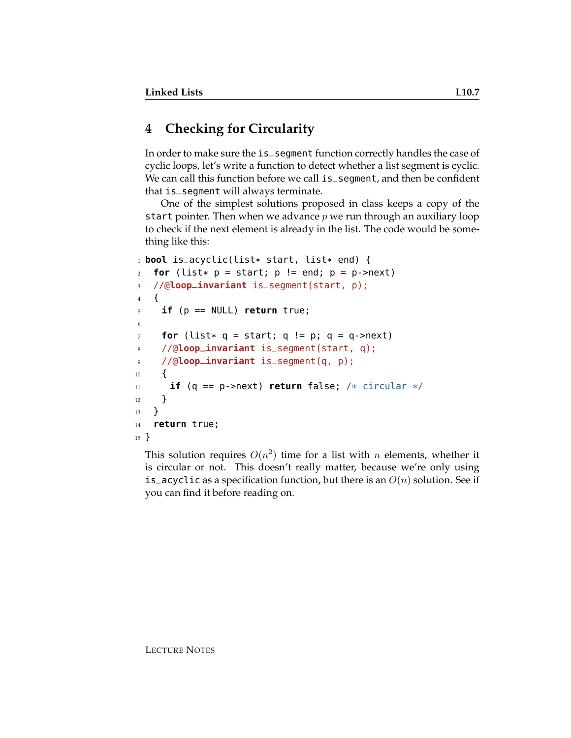## 4 Checking for Circularity

In order to make sure the `is_segment` function correctly handles the case of cyclic loops, let's write a function to detect whether a list segment is cyclic. We can call this function before we call `is_segment`, and then be confident that `is_segment` will always terminate.

One of the simplest solutions proposed in class keeps a copy of the `start` pointer. Then when we advance $p$ we run through an auxiliary loop to check if the next element is already in the list. The code would be something like this:

```
bool is_acyclic(list* start, list* end) {
  for (list* p = start; p != end; p = p->next)
  //@loop_invariant is_segment(start, p);
  {
    if (p == NULL) return true;

    for (list* q = start; q != p; q = q->next)
    //@loop_invariant is_segment(start, q);
    //@loop_invariant is_segment(q, p);
    {
      if (q == p->next) return false; /* circular */
    }
  }
  return true;
}
```

This solution requires $O(n^2)$ time for a list with $n$ elements, whether it is circular or not. This doesn't really matter, because we're only using `is_acyclic` as a specification function, but there is an $O(n)$ solution. See if you can find it before reading on.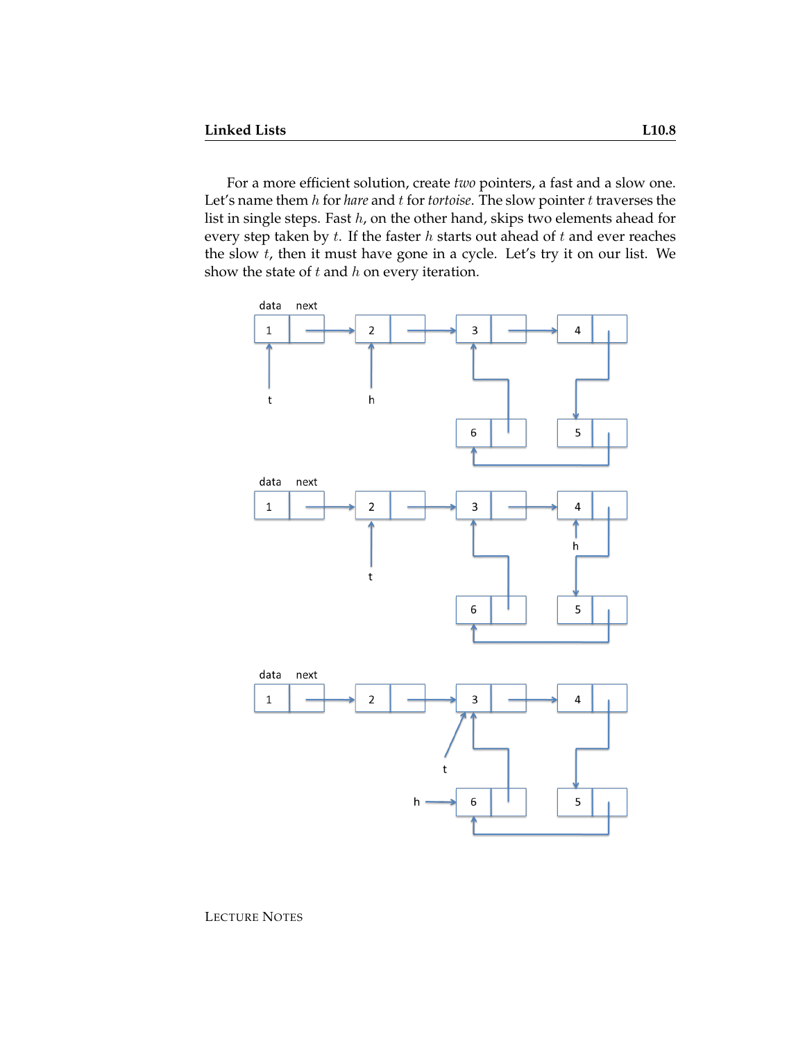For a more efficient solution, create *two* pointers, a fast and a slow one. Let's name them $h$ for *hare* and $t$ for *tortoise*. The slow pointer $t$ traverses the list in single steps. Fast $h$, on the other hand, skips two elements ahead for every step taken by $t$. If the faster $h$ starts out ahead of $t$ and ever reaches the slow $t$, then it must have gone in a cycle. Let's try it on our list. We show the state of $t$ and $h$ on every iteration.

data next
1
2
3
4
t
h
6
5

data next
1
2
3
4
h
t
6
5

data next
1
2
3
4
t
h
6
5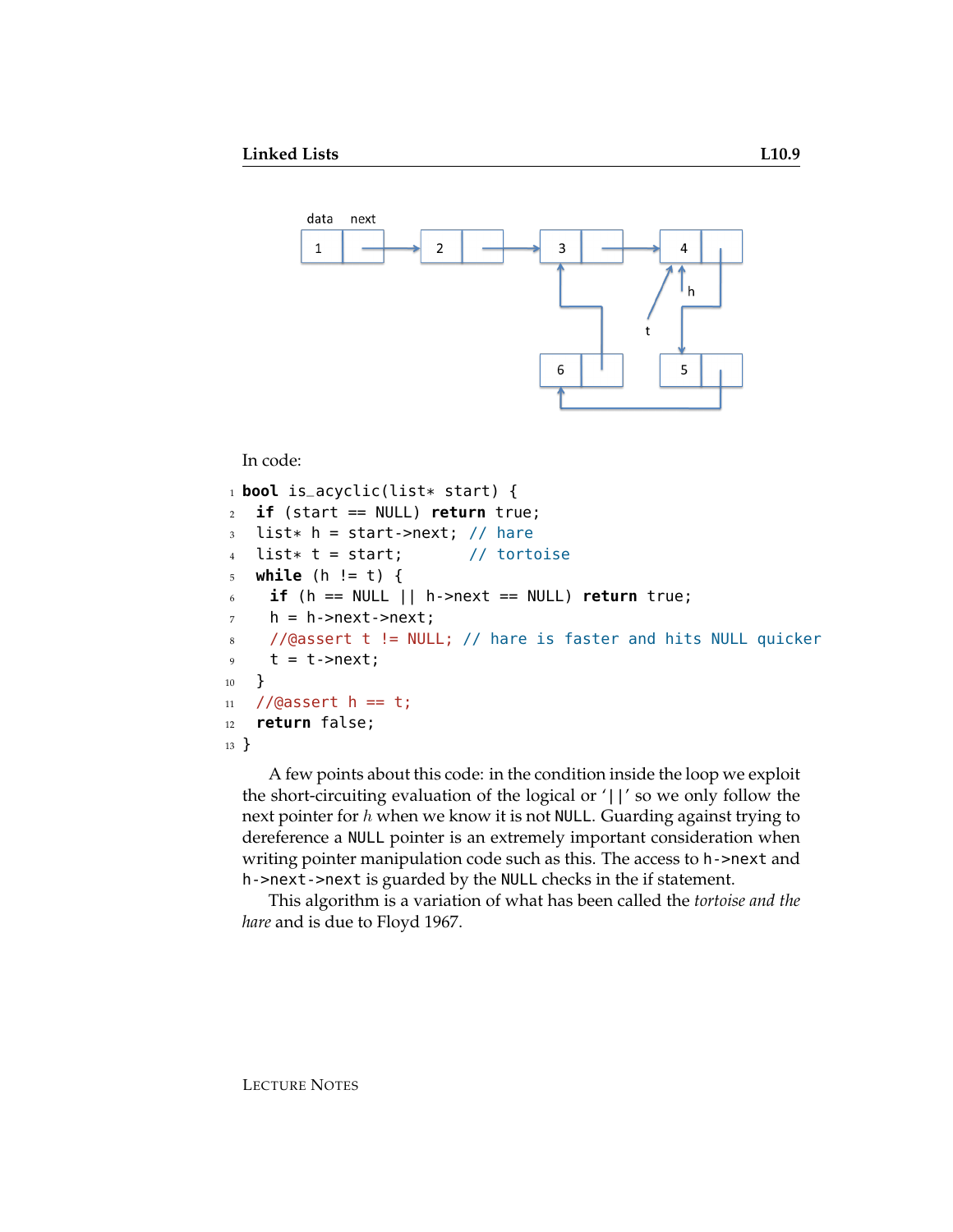data next

1

2

3

4

h

t

6

5

In code:

```
bool is_acyclic(list* start) {
  if (start == NULL) return true;
  list* h = start->next; // hare
  list* t = start;       // tortoise
  while (h != t) {
    if (h == NULL || h->next == NULL) return true;
    h = h->next->next;
    //@assert t != NULL; // hare is faster and hits NULL quicker
    t = t->next;
  }
  //@assert h == t;
  return false;
}
```

A few points about this code: in the condition inside the loop we exploit the short-circuiting evaluation of the logical or '`||`' so we only follow the next pointer for $h$ when we know it is not `NULL`. Guarding against trying to dereference a `NULL` pointer is an extremely important consideration when writing pointer manipulation code such as this. The access to `h->next` and `h->next->next` is guarded by the `NULL` checks in the if statement.

This algorithm is a variation of what has been called the *tortoise and the hare* and is due to Floyd 1967.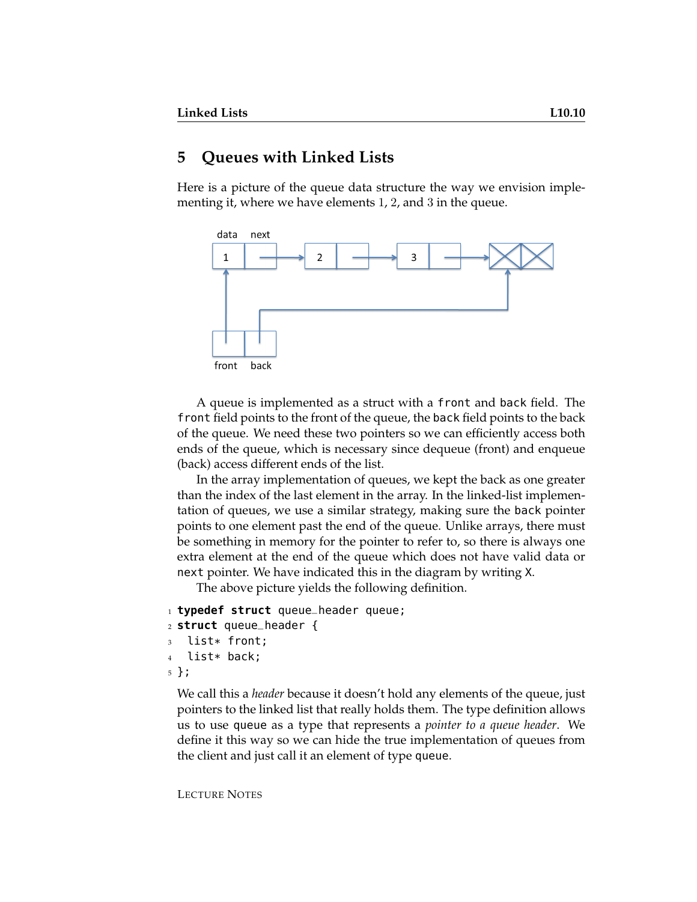## 5 Queues with Linked Lists

Here is a picture of the queue data structure the way we envision implementing it, where we have elements 1, 2, and 3 in the queue.

data next

1 2 3

front back

A queue is implemented as a struct with a `front` and `back` field. The `front` field points to the front of the queue, the `back` field points to the back of the queue. We need these two pointers so we can efficiently access both ends of the queue, which is necessary since dequeue (front) and enqueue (back) access different ends of the list.

In the array implementation of queues, we kept the back as one greater than the index of the last element in the array. In the linked-list implementation of queues, we use a similar strategy, making sure the `back` pointer points to one element past the end of the queue. Unlike arrays, there must be something in memory for the pointer to refer to, so there is always one extra element at the end of the queue which does not have valid data or `next` pointer. We have indicated this in the diagram by writing `X`.

The above picture yields the following definition.

```
typedef struct queue_header queue;
struct queue_header {
  list* front;
  list* back;
};
```

We call this a *header* because it doesn't hold any elements of the queue, just pointers to the linked list that really holds them. The type definition allows us to use `queue` as a type that represents a *pointer to a queue header*. We define it this way so we can hide the true implementation of queues from the client and just call it an element of type `queue`.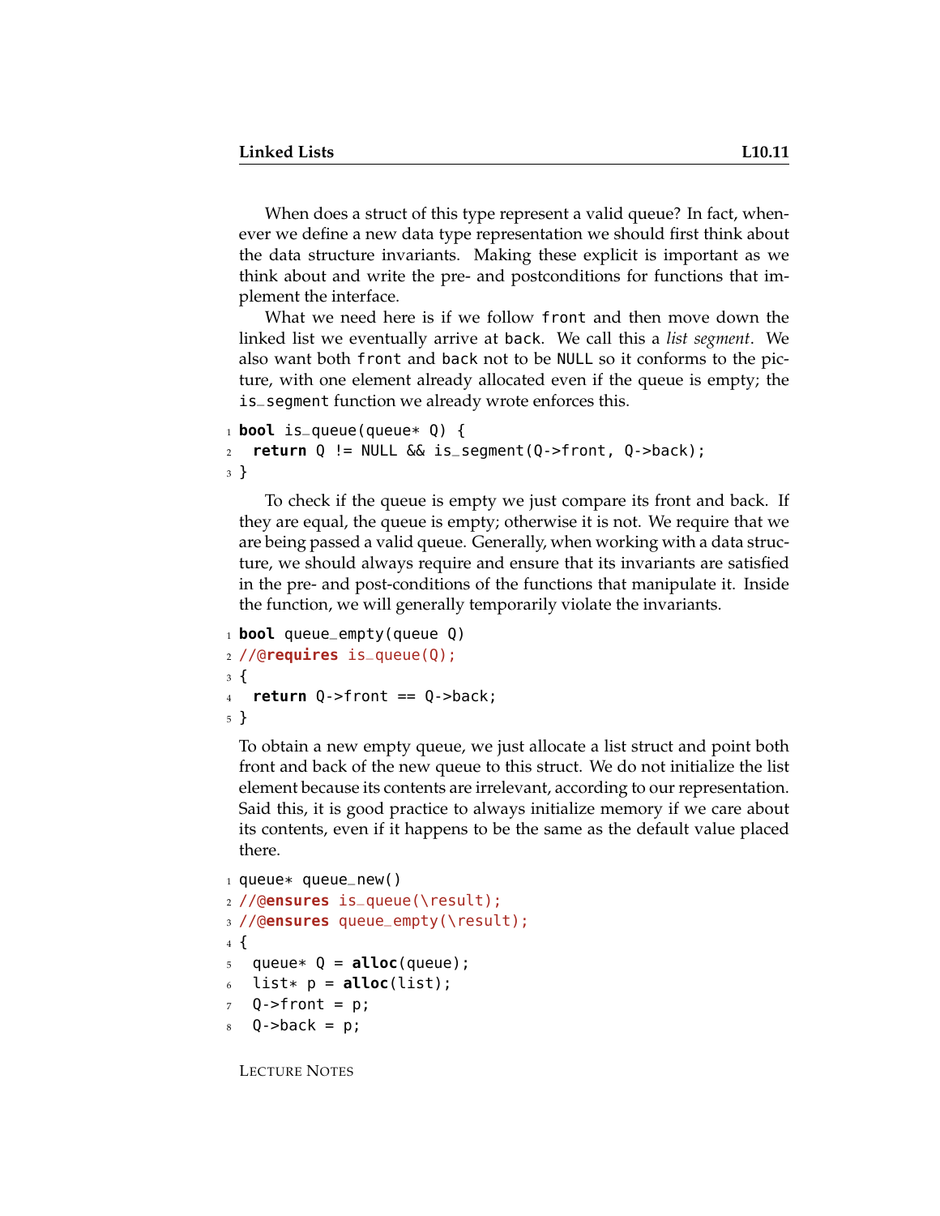When does a struct of this type represent a valid queue? In fact, whenever we define a new data type representation we should first think about the data structure invariants. Making these explicit is important as we think about and write the pre- and postconditions for functions that implement the interface.

What we need here is if we follow `front` and then move down the linked list we eventually arrive at `back`. We call this a *list segment*. We also want both `front` and `back` not to be `NULL` so it conforms to the picture, with one element already allocated even if the queue is empty; the `is_segment` function we already wrote enforces this.

```
bool is_queue(queue* Q) {
  return Q != NULL && is_segment(Q->front, Q->back);
}
```

To check if the queue is empty we just compare its front and back. If they are equal, the queue is empty; otherwise it is not. We require that we are being passed a valid queue. Generally, when working with a data structure, we should always require and ensure that its invariants are satisfied in the pre- and post-conditions of the functions that manipulate it. Inside the function, we will generally temporarily violate the invariants.

```
bool queue_empty(queue Q)
//@requires is_queue(Q);
{
  return Q->front == Q->back;
}
```

To obtain a new empty queue, we just allocate a list struct and point both front and back of the new queue to this struct. We do not initialize the list element because its contents are irrelevant, according to our representation. Said this, it is good practice to always initialize memory if we care about its contents, even if it happens to be the same as the default value placed there.

```
queue* queue_new()
//@ensures is_queue(\result);
//@ensures queue_empty(\result);
{
  queue* Q = alloc(queue);
  list* p = alloc(list);
  Q->front = p;
  Q->back = p;
```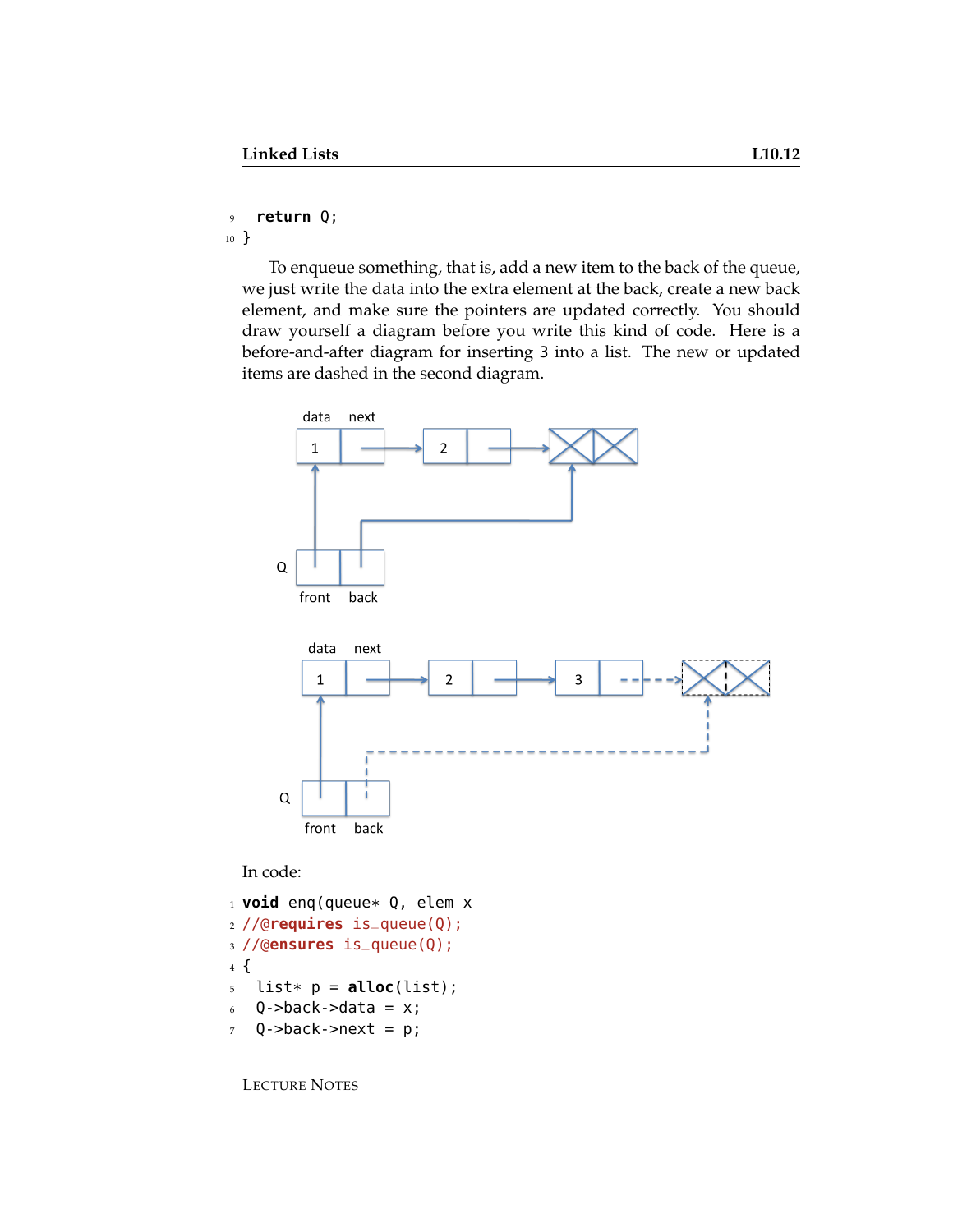```
9   return Q;
10 }
```

To enqueue something, that is, add a new item to the back of the queue, we just write the data into the extra element at the back, create a new back element, and make sure the pointers are updated correctly. You should draw yourself a diagram before you write this kind of code. Here is a before-and-after diagram for inserting 3 into a list. The new or updated items are dashed in the second diagram.

data next
1
2
Q
front back

data next
1
2
3
Q
front back

In code:

```
1 void enq(queue* Q, elem x
2 //@requires is_queue(Q);
3 //@ensures is_queue(Q);
4 {
5   list* p = alloc(list);
6   Q->back->data = x;
7   Q->back->next = p;
```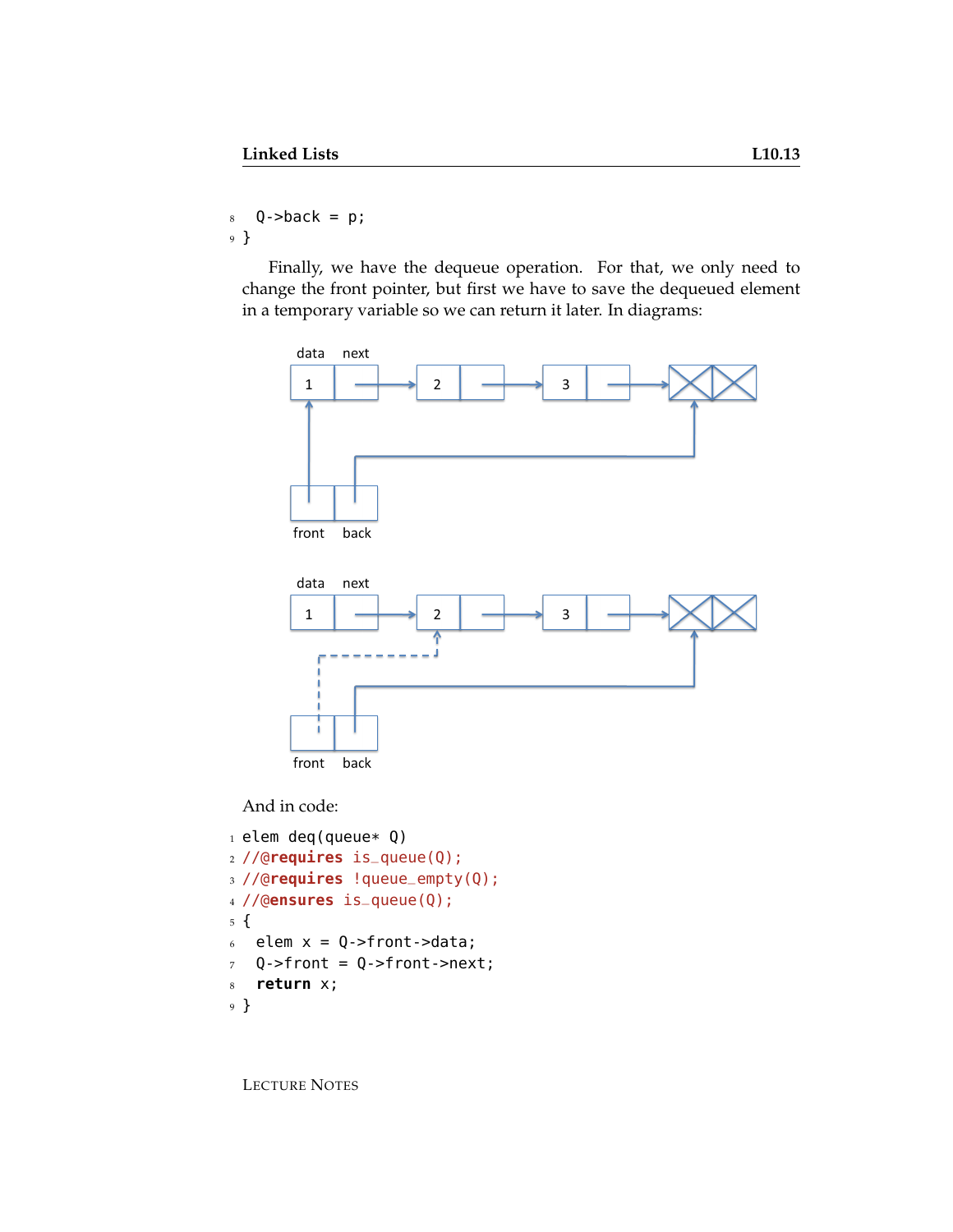```
8   Q->back = p;
9 }
```

Finally, we have the dequeue operation. For that, we only need to change the front pointer, but first we have to save the dequeued element in a temporary variable so we can return it later. In diagrams:

data next
1
2
3
front back

data next
1
2
3
front back

And in code:

```
1 elem deq(queue* Q)
2 //@requires is_queue(Q);
3 //@requires !queue_empty(Q);
4 //@ensures is_queue(Q);
5 {
6   elem x = Q->front->data;
7   Q->front = Q->front->next;
8   return x;
9 }
```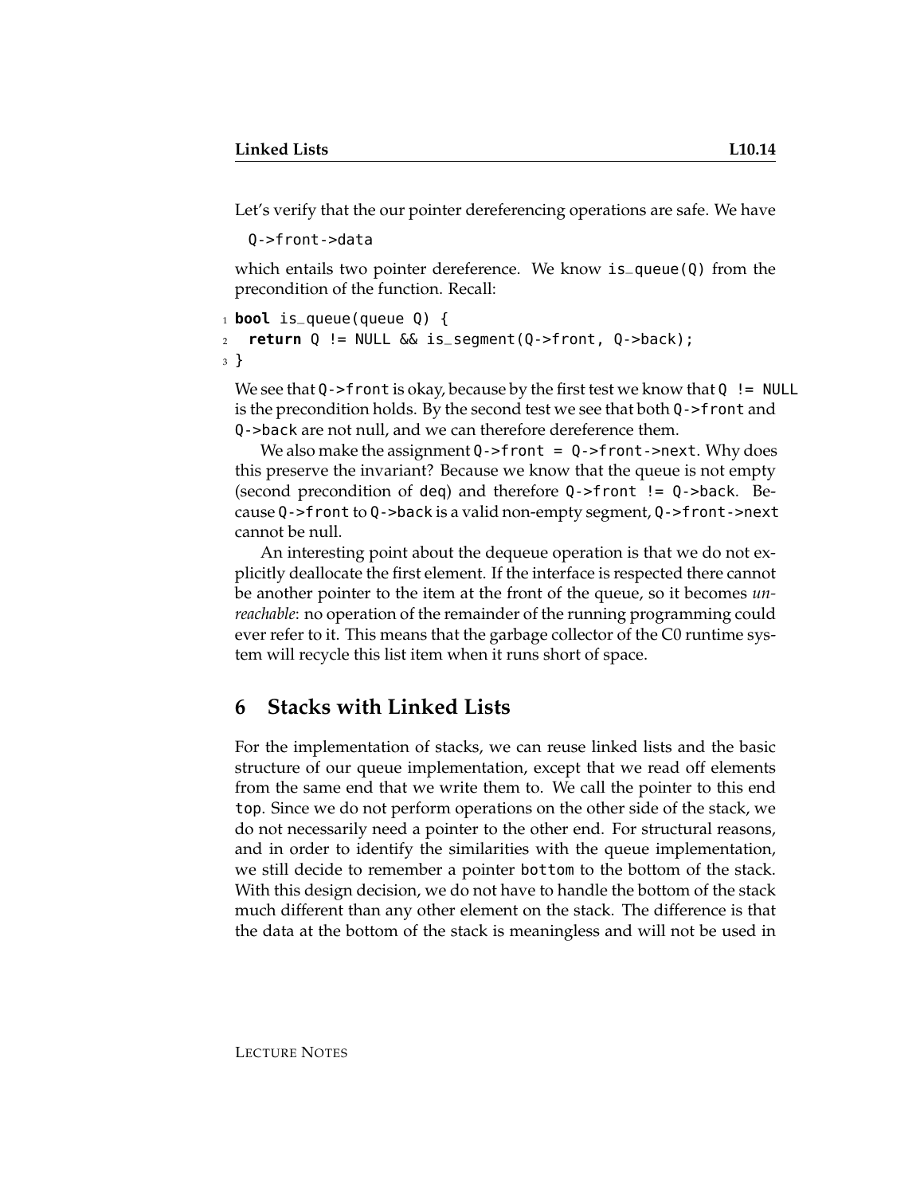Let's verify that the our pointer dereferencing operations are safe. We have

```
Q->front->data
```

which entails two pointer dereference. We know `is_queue(Q)` from the precondition of the function. Recall:

```
1 bool is_queue(queue Q) {
2   return Q != NULL && is_segment(Q->front, Q->back);
3 }
```

We see that `Q->front` is okay, because by the first test we know that `Q != NULL` is the precondition holds. By the second test we see that both `Q->front` and `Q->back` are not null, and we can therefore dereference them.

We also make the assignment `Q->front = Q->front->next`. Why does this preserve the invariant? Because we know that the queue is not empty (second precondition of `deq`) and therefore `Q->front != Q->back`. Because `Q->front` to `Q->back` is a valid non-empty segment, `Q->front->next` cannot be null.

An interesting point about the dequeue operation is that we do not explicitly deallocate the first element. If the interface is respected there cannot be another pointer to the item at the front of the queue, so it becomes *unreachable*: no operation of the remainder of the running programming could ever refer to it. This means that the garbage collector of the C0 runtime system will recycle this list item when it runs short of space.

## 6 Stacks with Linked Lists

For the implementation of stacks, we can reuse linked lists and the basic structure of our queue implementation, except that we read off elements from the same end that we write them to. We call the pointer to this end `top`. Since we do not perform operations on the other side of the stack, we do not necessarily need a pointer to the other end. For structural reasons, and in order to identify the similarities with the queue implementation, we still decide to remember a pointer `bottom` to the bottom of the stack. With this design decision, we do not have to handle the bottom of the stack much different than any other element on the stack. The difference is that the data at the bottom of the stack is meaningless and will not be used in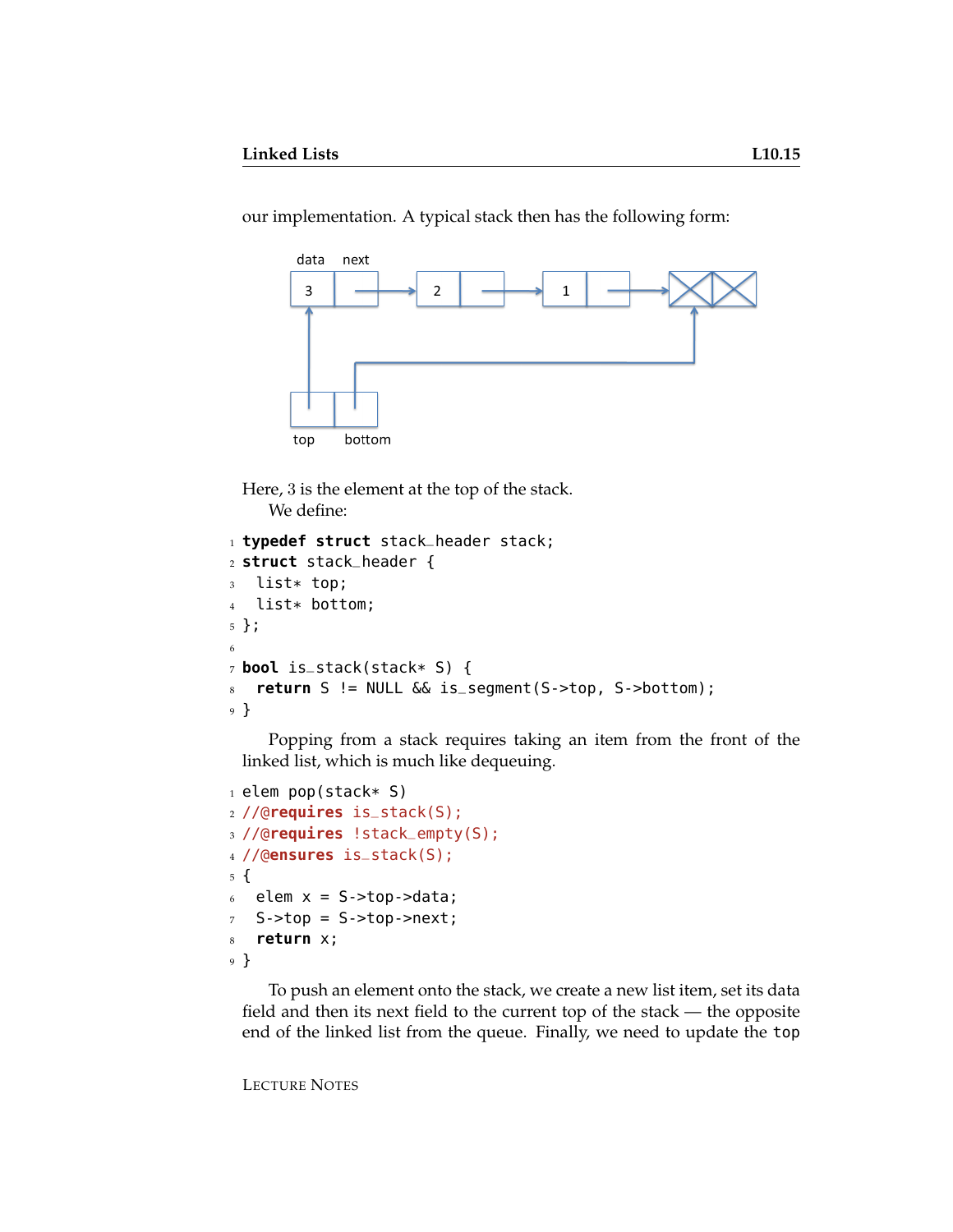our implementation. A typical stack then has the following form:

data next
3
2
1
top bottom

Here, 3 is the element at the top of the stack.

We define:

```
typedef struct stack_header stack;
struct stack_header {
  list* top;
  list* bottom;
};

bool is_stack(stack* S) {
  return S != NULL && is_segment(S->top, S->bottom);
}
```

Popping from a stack requires taking an item from the front of the linked list, which is much like dequeuing.

```
elem pop(stack* S)
//@requires is_stack(S);
//@requires !stack_empty(S);
//@ensures is_stack(S);
{
  elem x = S->top->data;
  S->top = S->top->next;
  return x;
}
```

To push an element onto the stack, we create a new list item, set its data field and then its next field to the current top of the stack — the opposite end of the linked list from the queue. Finally, we need to update the `top`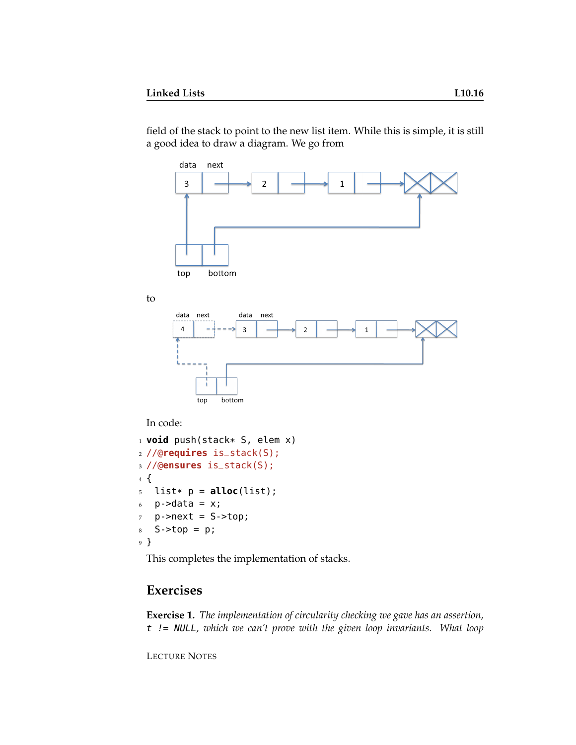field of the stack to point to the new list item. While this is simple, it is still a good idea to draw a diagram. We go from

data next

3 2 1

top bottom

to

data next data next

4 3 2 1

top bottom

In code:

```
void push(stack* S, elem x)
//@requires is_stack(S);
//@ensures is_stack(S);
{
  list* p = alloc(list);
  p->data = x;
  p->next = S->top;
  S->top = p;
}
```

This completes the implementation of stacks.

## Exercises

**Exercise 1.** *The implementation of circularity checking we gave has an assertion,* `t != NULL`*, which we can't prove with the given loop invariants. What loop*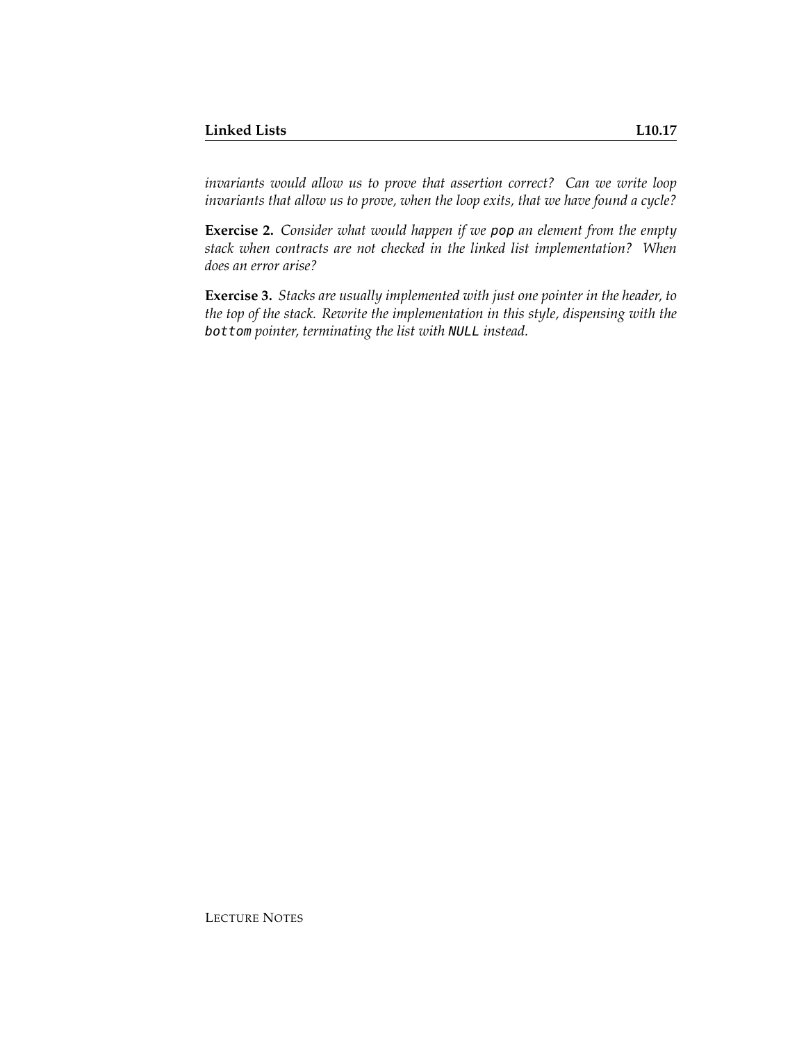*invariants would allow us to prove that assertion correct? Can we write loop invariants that allow us to prove, when the loop exits, that we have found a cycle?*

**Exercise 2.** *Consider what would happen if we `pop` an element from the empty stack when contracts are not checked in the linked list implementation? When does an error arise?*

**Exercise 3.** *Stacks are usually implemented with just one pointer in the header, to the top of the stack. Rewrite the implementation in this style, dispensing with the `bottom` pointer, terminating the list with `NULL` instead.*